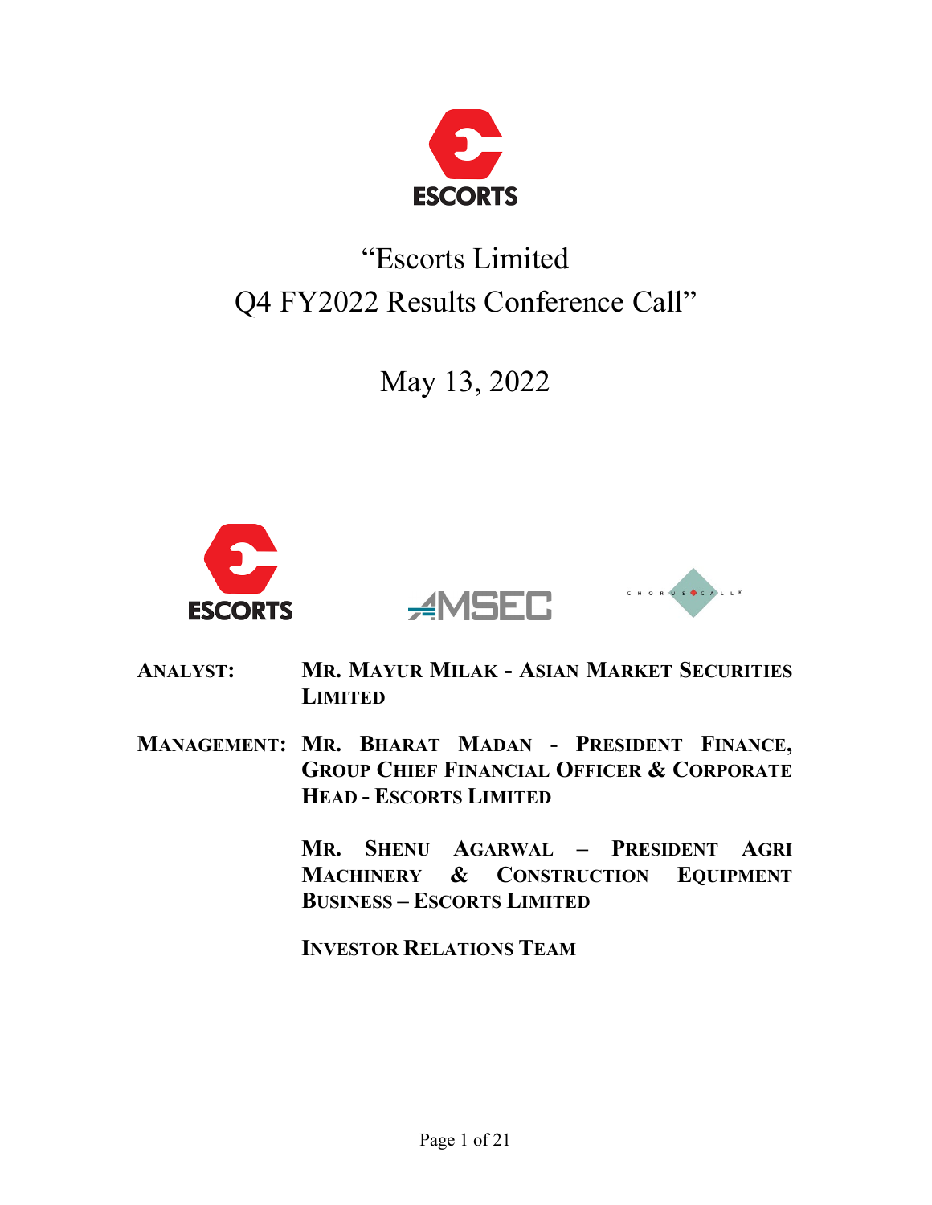# "Escorts Limited Q4 FY2022 Results Conference Call"

May 13, 2022

**ANALYST:** MR. MAYUR MILAK - ASIAN MARKET SECURITIES LIMITED

**MANAGEMENT:** MR. BHARAT MADAN - PRESIDENT FINANCE, GROUP CHIEF FINANCIAL OFFICER & CORPORATE HEAD - ESCORTS LIMITED

MR. SHENU AGARWAL – PRESIDENT AGRI MACHINERY & CONSTRUCTION EQUIPMENT BUSINESS – ESCORTS LIMITED

INVESTOR RELATIONS TEAM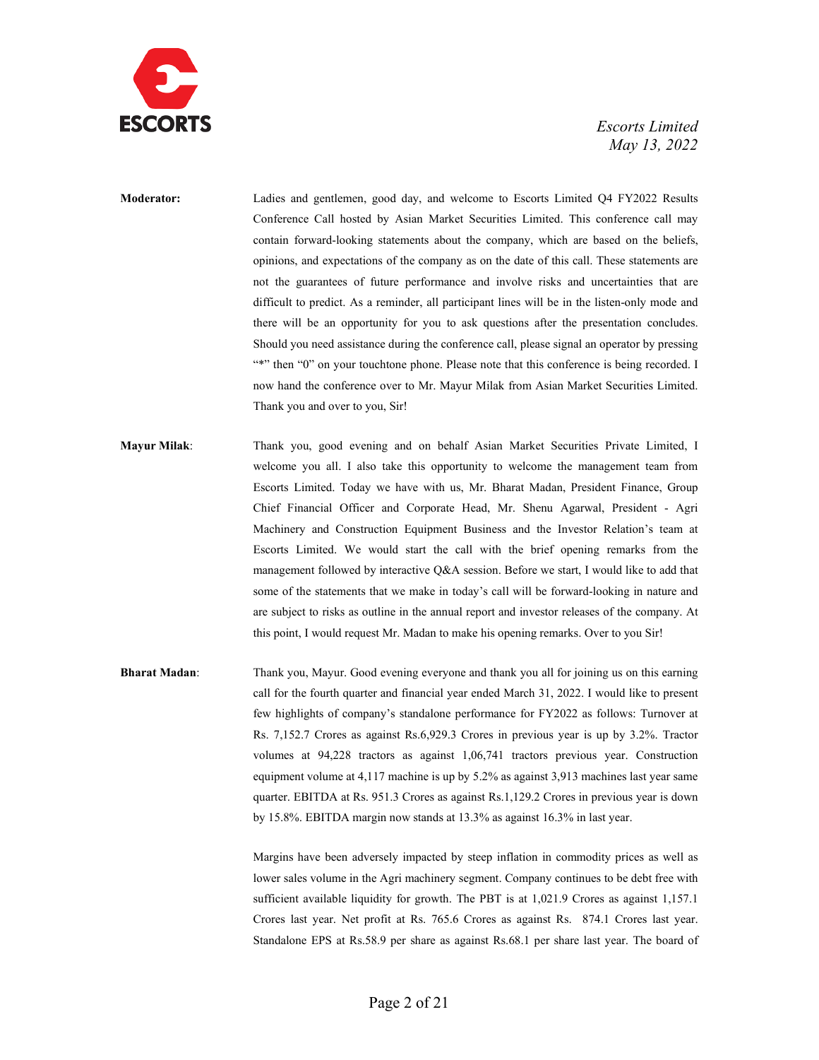**Moderator:** Ladies and gentlemen, good day, and welcome to Escorts Limited Q4 FY2022 Results Conference Call hosted by Asian Market Securities Limited. This conference call may contain forward-looking statements about the company, which are based on the beliefs, opinions, and expectations of the company as on the date of this call. These statements are not the guarantees of future performance and involve risks and uncertainties that are difficult to predict. As a reminder, all participant lines will be in the listen-only mode and there will be an opportunity for you to ask questions after the presentation concludes. Should you need assistance during the conference call, please signal an operator by pressing "*" then "0" on your touchtone phone. Please note that this conference is being recorded. I now hand the conference over to Mr. Mayur Milak from Asian Market Securities Limited. Thank you and over to you, Sir!

**Mayur Milak**: Thank you, good evening and on behalf Asian Market Securities Private Limited, I welcome you all. I also take this opportunity to welcome the management team from Escorts Limited. Today we have with us, Mr. Bharat Madan, President Finance, Group Chief Financial Officer and Corporate Head, Mr. Shenu Agarwal, President - Agri Machinery and Construction Equipment Business and the Investor Relation's team at Escorts Limited. We would start the call with the brief opening remarks from the management followed by interactive Q&A session. Before we start, I would like to add that some of the statements that we make in today's call will be forward-looking in nature and are subject to risks as outline in the annual report and investor releases of the company. At this point, I would request Mr. Madan to make his opening remarks. Over to you Sir!

**Bharat Madan**: Thank you, Mayur. Good evening everyone and thank you all for joining us on this earning call for the fourth quarter and financial year ended March 31, 2022. I would like to present few highlights of company's standalone performance for FY2022 as follows: Turnover at Rs. 7,152.7 Crores as against Rs.6,929.3 Crores in previous year is up by 3.2%. Tractor volumes at 94,228 tractors as against 1,06,741 tractors previous year. Construction equipment volume at 4,117 machine is up by 5.2% as against 3,913 machines last year same quarter. EBITDA at Rs. 951.3 Crores as against Rs.1,129.2 Crores in previous year is down by 15.8%. EBITDA margin now stands at 13.3% as against 16.3% in last year.

Margins have been adversely impacted by steep inflation in commodity prices as well as lower sales volume in the Agri machinery segment. Company continues to be debt free with sufficient available liquidity for growth. The PBT is at 1,021.9 Crores as against 1,157.1 Crores last year. Net profit at Rs. 765.6 Crores as against Rs. 874.1 Crores last year. Standalone EPS at Rs.58.9 per share as against Rs.68.1 per share last year. The board of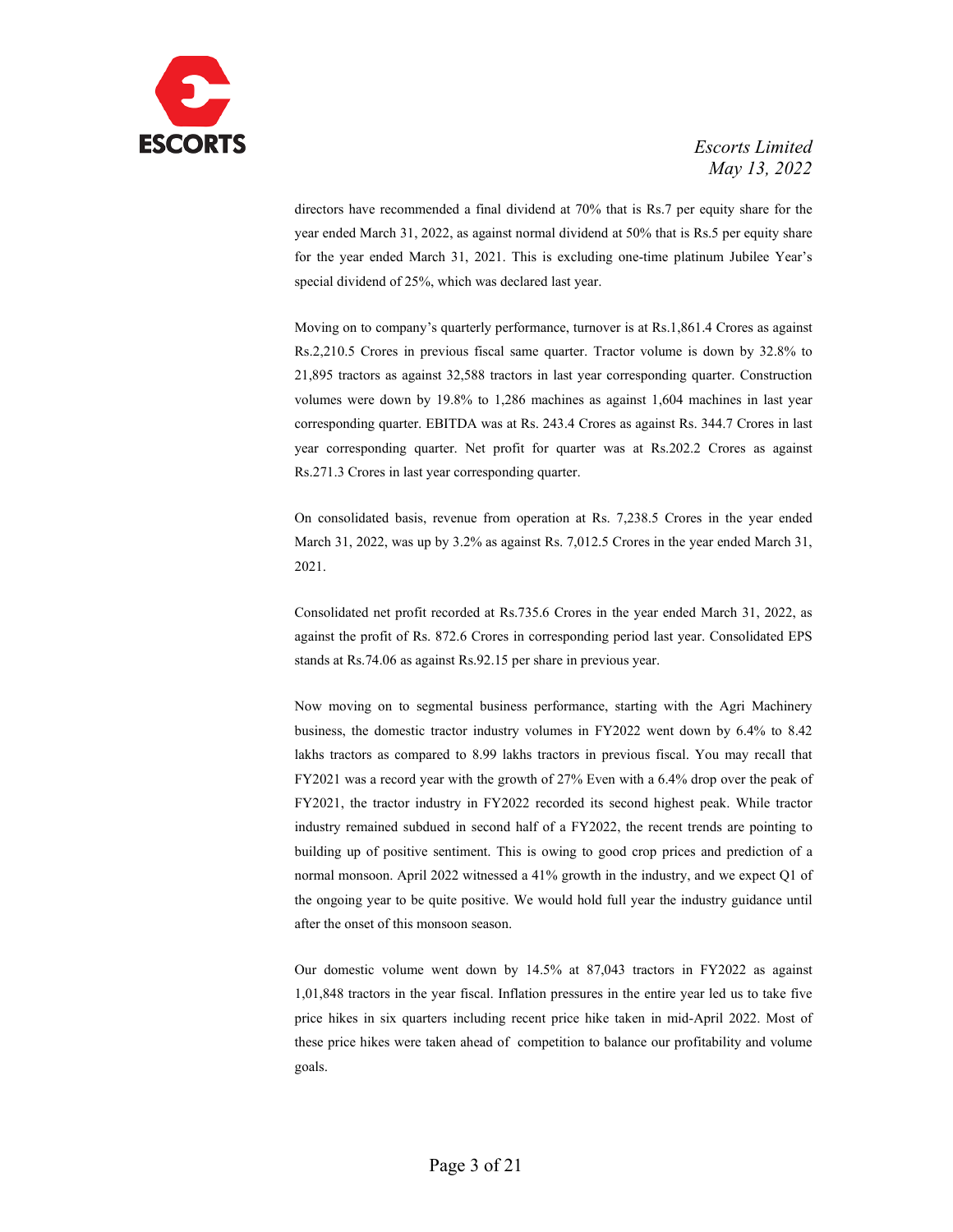directors have recommended a final dividend at 70% that is Rs.7 per equity share for the year ended March 31, 2022, as against normal dividend at 50% that is Rs.5 per equity share for the year ended March 31, 2021. This is excluding one-time platinum Jubilee Year's special dividend of 25%, which was declared last year.

Moving on to company's quarterly performance, turnover is at Rs.1,861.4 Crores as against Rs.2,210.5 Crores in previous fiscal same quarter. Tractor volume is down by 32.8% to 21,895 tractors as against 32,588 tractors in last year corresponding quarter. Construction volumes were down by 19.8% to 1,286 machines as against 1,604 machines in last year corresponding quarter. EBITDA was at Rs. 243.4 Crores as against Rs. 344.7 Crores in last year corresponding quarter. Net profit for quarter was at Rs.202.2 Crores as against Rs.271.3 Crores in last year corresponding quarter.

On consolidated basis, revenue from operation at Rs. 7,238.5 Crores in the year ended March 31, 2022, was up by 3.2% as against Rs. 7,012.5 Crores in the year ended March 31, 2021.

Consolidated net profit recorded at Rs.735.6 Crores in the year ended March 31, 2022, as against the profit of Rs. 872.6 Crores in corresponding period last year. Consolidated EPS stands at Rs.74.06 as against Rs.92.15 per share in previous year.

Now moving on to segmental business performance, starting with the Agri Machinery business, the domestic tractor industry volumes in FY2022 went down by 6.4% to 8.42 lakhs tractors as compared to 8.99 lakhs tractors in previous fiscal. You may recall that FY2021 was a record year with the growth of 27% Even with a 6.4% drop over the peak of FY2021, the tractor industry in FY2022 recorded its second highest peak. While tractor industry remained subdued in second half of a FY2022, the recent trends are pointing to building up of positive sentiment. This is owing to good crop prices and prediction of a normal monsoon. April 2022 witnessed a 41% growth in the industry, and we expect Q1 of the ongoing year to be quite positive. We would hold full year the industry guidance until after the onset of this monsoon season.

Our domestic volume went down by 14.5% at 87,043 tractors in FY2022 as against 1,01,848 tractors in the year fiscal. Inflation pressures in the entire year led us to take five price hikes in six quarters including recent price hike taken in mid-April 2022. Most of these price hikes were taken ahead of competition to balance our profitability and volume goals.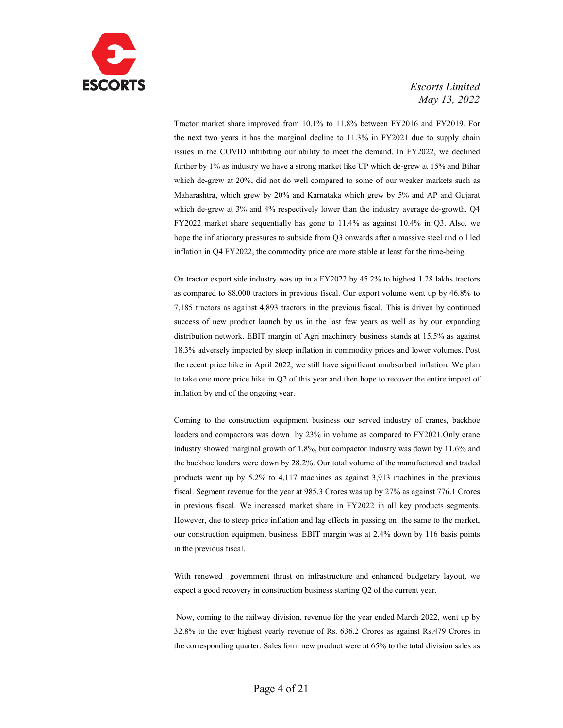Tractor market share improved from 10.1% to 11.8% between FY2016 and FY2019. For the next two years it has the marginal decline to 11.3% in FY2021 due to supply chain issues in the COVID inhibiting our ability to meet the demand. In FY2022, we declined further by 1% as industry we have a strong market like UP which de-grew at 15% and Bihar which de-grew at 20%, did not do well compared to some of our weaker markets such as Maharashtra, which grew by 20% and Karnataka which grew by 5% and AP and Gujarat which de-grew at 3% and 4% respectively lower than the industry average de-growth. Q4 FY2022 market share sequentially has gone to 11.4% as against 10.4% in Q3. Also, we hope the inflationary pressures to subside from Q3 onwards after a massive steel and oil led inflation in Q4 FY2022, the commodity price are more stable at least for the time-being.

On tractor export side industry was up in a FY2022 by 45.2% to highest 1.28 lakhs tractors as compared to 88,000 tractors in previous fiscal. Our export volume went up by 46.8% to 7,185 tractors as against 4,893 tractors in the previous fiscal. This is driven by continued success of new product launch by us in the last few years as well as by our expanding distribution network. EBIT margin of Agri machinery business stands at 15.5% as against 18.3% adversely impacted by steep inflation in commodity prices and lower volumes. Post the recent price hike in April 2022, we still have significant unabsorbed inflation. We plan to take one more price hike in Q2 of this year and then hope to recover the entire impact of inflation by end of the ongoing year.

Coming to the construction equipment business our served industry of cranes, backhoe loaders and compactors was down by 23% in volume as compared to FY2021.Only crane industry showed marginal growth of 1.8%, but compactor industry was down by 11.6% and the backhoe loaders were down by 28.2%. Our total volume of the manufactured and traded products went up by 5.2% to 4,117 machines as against 3,913 machines in the previous fiscal. Segment revenue for the year at 985.3 Crores was up by 27% as against 776.1 Crores in previous fiscal. We increased market share in FY2022 in all key products segments. However, due to steep price inflation and lag effects in passing on the same to the market, our construction equipment business, EBIT margin was at 2.4% down by 116 basis points in the previous fiscal.

With renewed government thrust on infrastructure and enhanced budgetary layout, we expect a good recovery in construction business starting Q2 of the current year.

Now, coming to the railway division, revenue for the year ended March 2022, went up by 32.8% to the ever highest yearly revenue of Rs. 636.2 Crores as against Rs.479 Crores in the corresponding quarter. Sales form new product were at 65% to the total division sales as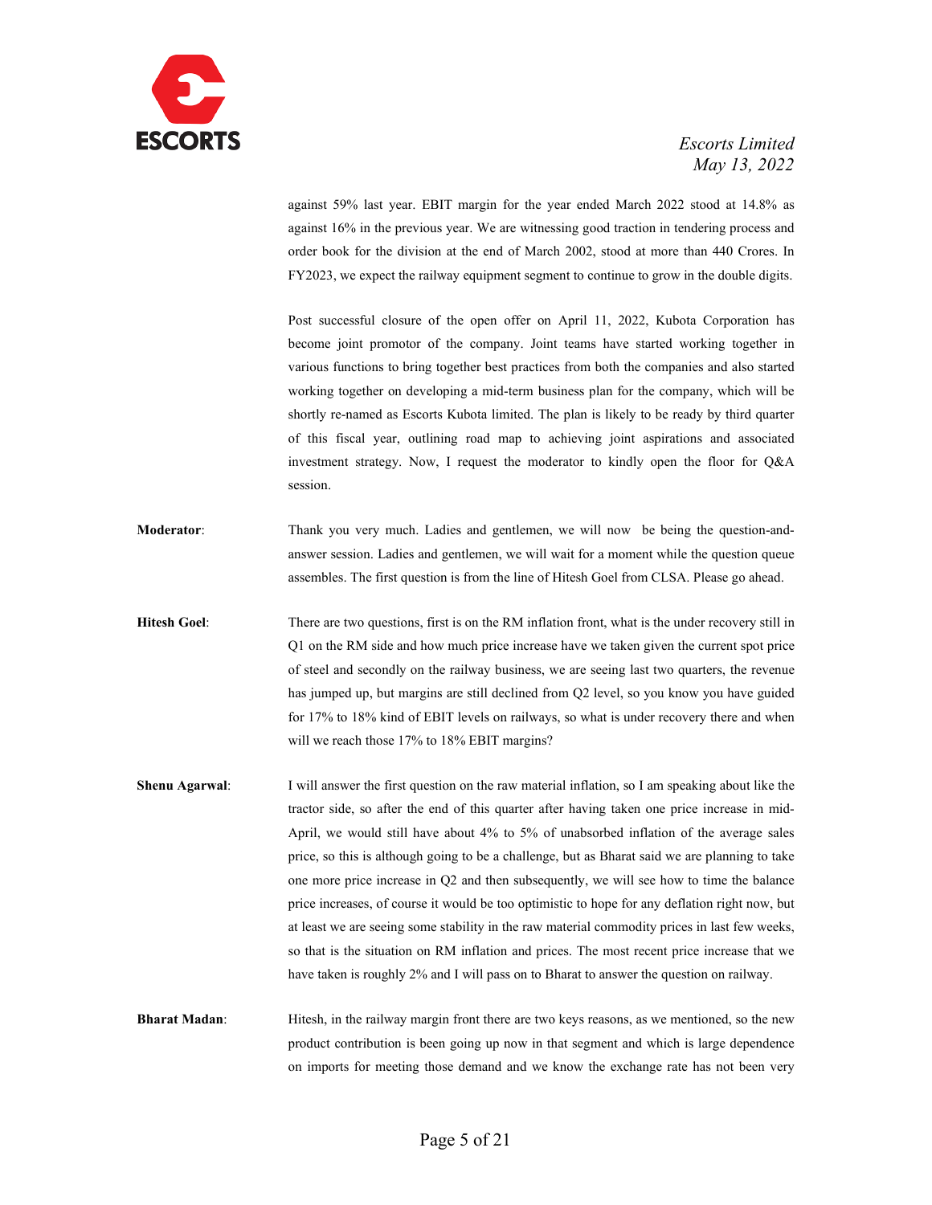against 59% last year. EBIT margin for the year ended March 2022 stood at 14.8% as against 16% in the previous year. We are witnessing good traction in tendering process and order book for the division at the end of March 2002, stood at more than 440 Crores. In FY2023, we expect the railway equipment segment to continue to grow in the double digits.

Post successful closure of the open offer on April 11, 2022, Kubota Corporation has become joint promotor of the company. Joint teams have started working together in various functions to bring together best practices from both the companies and also started working together on developing a mid-term business plan for the company, which will be shortly re-named as Escorts Kubota limited. The plan is likely to be ready by third quarter of this fiscal year, outlining road map to achieving joint aspirations and associated investment strategy. Now, I request the moderator to kindly open the floor for Q&A session.

**Moderator**: Thank you very much. Ladies and gentlemen, we will now be being the question-and-answer session. Ladies and gentlemen, we will wait for a moment while the question queue assembles. The first question is from the line of Hitesh Goel from CLSA. Please go ahead.

**Hitesh Goel**: There are two questions, first is on the RM inflation front, what is the under recovery still in Q1 on the RM side and how much price increase have we taken given the current spot price of steel and secondly on the railway business, we are seeing last two quarters, the revenue has jumped up, but margins are still declined from Q2 level, so you know you have guided for 17% to 18% kind of EBIT levels on railways, so what is under recovery there and when will we reach those 17% to 18% EBIT margins?

**Shenu Agarwal**: I will answer the first question on the raw material inflation, so I am speaking about like the tractor side, so after the end of this quarter after having taken one price increase in mid-April, we would still have about 4% to 5% of unabsorbed inflation of the average sales price, so this is although going to be a challenge, but as Bharat said we are planning to take one more price increase in Q2 and then subsequently, we will see how to time the balance price increases, of course it would be too optimistic to hope for any deflation right now, but at least we are seeing some stability in the raw material commodity prices in last few weeks, so that is the situation on RM inflation and prices. The most recent price increase that we have taken is roughly 2% and I will pass on to Bharat to answer the question on railway.

**Bharat Madan**: Hitesh, in the railway margin front there are two keys reasons, as we mentioned, so the new product contribution is been going up now in that segment and which is large dependence on imports for meeting those demand and we know the exchange rate has not been very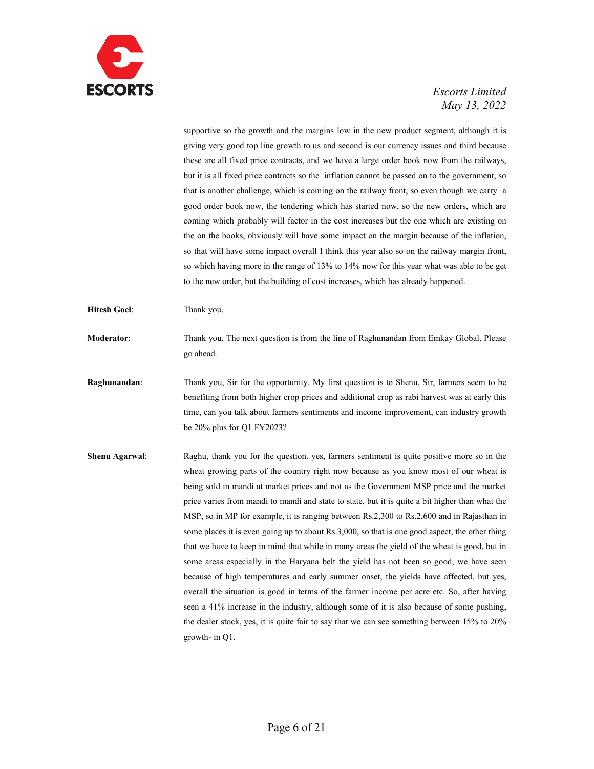supportive so the growth and the margins low in the new product segment, although it is giving very good top line growth to us and second is our currency issues and third because these are all fixed price contracts, and we have a large order book now from the railways, but it is all fixed price contracts so the inflation cannot be passed on to the government, so that is another challenge, which is coming on the railway front, so even though we carry a good order book now, the tendering which has started now, so the new orders, which are coming which probably will factor in the cost increases but the one which are existing on the on the books, obviously will have some impact on the margin because of the inflation, so that will have some impact overall I think this year also so on the railway margin front, so which having more in the range of 13% to 14% now for this year what was able to be get to the new order, but the building of cost increases, which has already happened.

**Hitesh Goel**: Thank you.

**Moderator**: Thank you. The next question is from the line of Raghunandan from Emkay Global. Please go ahead.

**Raghunandan**: Thank you, Sir for the opportunity. My first question is to Shenu, Sir, farmers seem to be benefiting from both higher crop prices and additional crop as rabi harvest was at early this time, can you talk about farmers sentiments and income improvement, can industry growth be 20% plus for Q1 FY2023?

**Shenu Agarwal**: Raghu, thank you for the question. yes, farmers sentiment is quite positive more so in the wheat growing parts of the country right now because as you know most of our wheat is being sold in mandi at market prices and not as the Government MSP price and the market price varies from mandi to mandi and state to state, but it is quite a bit higher than what the MSP, so in MP for example, it is ranging between Rs.2,300 to Rs.2,600 and in Rajasthan in some places it is even going up to about Rs.3,000, so that is one good aspect, the other thing that we have to keep in mind that while in many areas the yield of the wheat is good, but in some areas especially in the Haryana belt the yield has not been so good, we have seen because of high temperatures and early summer onset, the yields have affected, but yes, overall the situation is good in terms of the farmer income per acre etc. So, after having seen a 41% increase in the industry, although some of it is also because of some pushing, the dealer stock, yes, it is quite fair to say that we can see something between 15% to 20% growth- in Q1.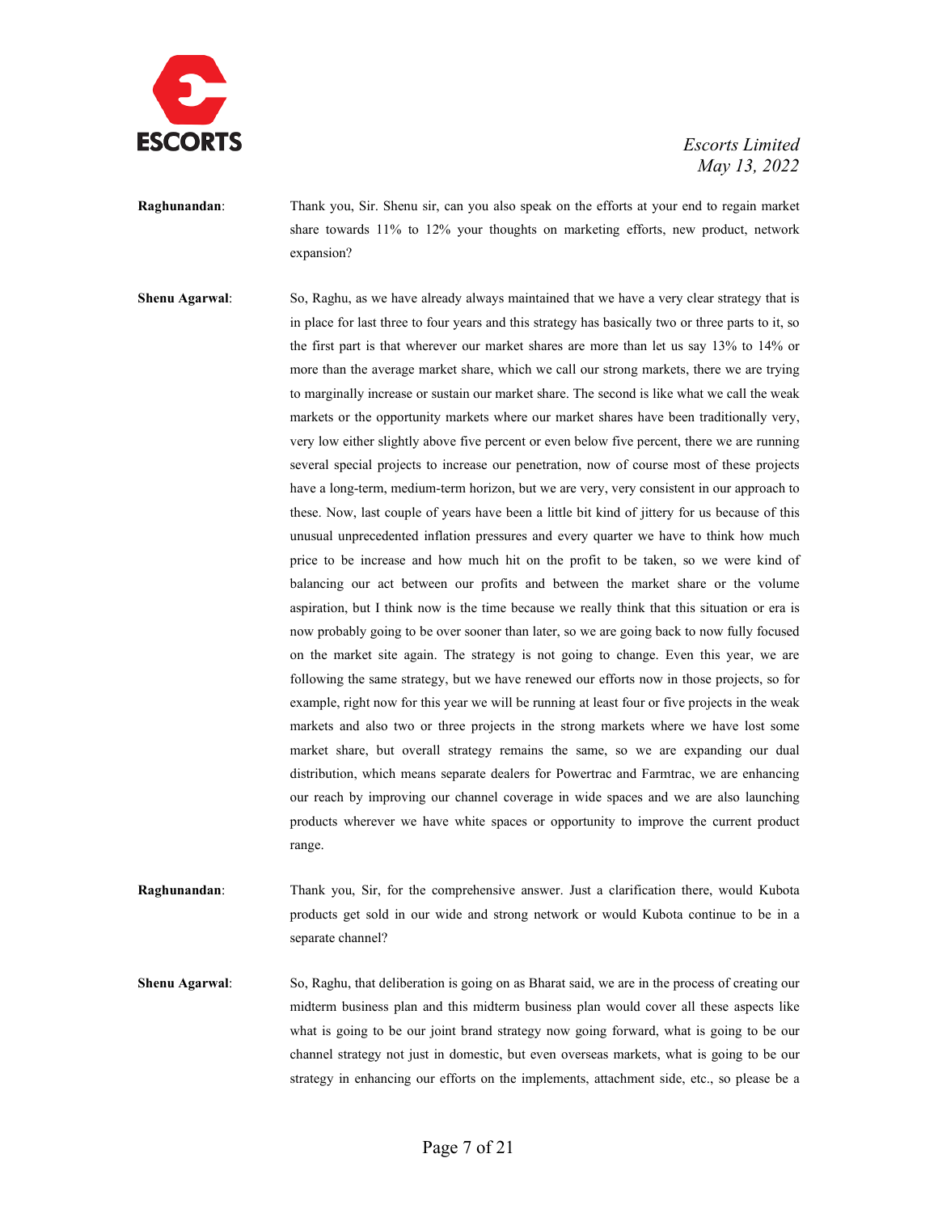**Raghunandan**: Thank you, Sir. Shenu sir, can you also speak on the efforts at your end to regain market share towards 11% to 12% your thoughts on marketing efforts, new product, network expansion?

**Shenu Agarwal**: So, Raghu, as we have already always maintained that we have a very clear strategy that is in place for last three to four years and this strategy has basically two or three parts to it, so the first part is that wherever our market shares are more than let us say 13% to 14% or more than the average market share, which we call our strong markets, there we are trying to marginally increase or sustain our market share. The second is like what we call the weak markets or the opportunity markets where our market shares have been traditionally very, very low either slightly above five percent or even below five percent, there we are running several special projects to increase our penetration, now of course most of these projects have a long-term, medium-term horizon, but we are very, very consistent in our approach to these. Now, last couple of years have been a little bit kind of jittery for us because of this unusual unprecedented inflation pressures and every quarter we have to think how much price to be increase and how much hit on the profit to be taken, so we were kind of balancing our act between our profits and between the market share or the volume aspiration, but I think now is the time because we really think that this situation or era is now probably going to be over sooner than later, so we are going back to now fully focused on the market site again. The strategy is not going to change. Even this year, we are following the same strategy, but we have renewed our efforts now in those projects, so for example, right now for this year we will be running at least four or five projects in the weak markets and also two or three projects in the strong markets where we have lost some market share, but overall strategy remains the same, so we are expanding our dual distribution, which means separate dealers for Powertrac and Farmtrac, we are enhancing our reach by improving our channel coverage in wide spaces and we are also launching products wherever we have white spaces or opportunity to improve the current product range.

**Raghunandan**: Thank you, Sir, for the comprehensive answer. Just a clarification there, would Kubota products get sold in our wide and strong network or would Kubota continue to be in a separate channel?

**Shenu Agarwal**: So, Raghu, that deliberation is going on as Bharat said, we are in the process of creating our midterm business plan and this midterm business plan would cover all these aspects like what is going to be our joint brand strategy now going forward, what is going to be our channel strategy not just in domestic, but even overseas markets, what is going to be our strategy in enhancing our efforts on the implements, attachment side, etc., so please be a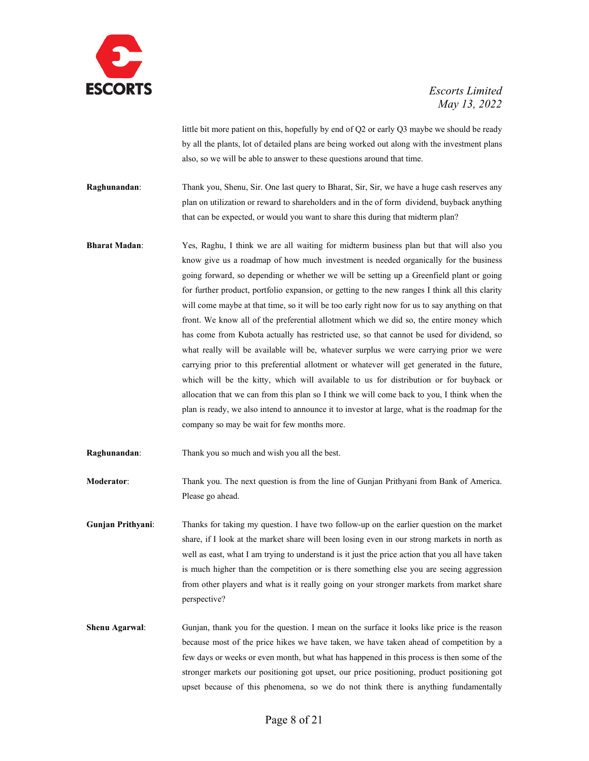little bit more patient on this, hopefully by end of Q2 or early Q3 maybe we should be ready by all the plants, lot of detailed plans are being worked out along with the investment plans also, so we will be able to answer to these questions around that time.

**Raghunandan**: Thank you, Shenu, Sir. One last query to Bharat, Sir, Sir, we have a huge cash reserves any plan on utilization or reward to shareholders and in the of form dividend, buyback anything that can be expected, or would you want to share this during that midterm plan?

**Bharat Madan**: Yes, Raghu, I think we are all waiting for midterm business plan but that will also you know give us a roadmap of how much investment is needed organically for the business going forward, so depending or whether we will be setting up a Greenfield plant or going for further product, portfolio expansion, or getting to the new ranges I think all this clarity will come maybe at that time, so it will be too early right now for us to say anything on that front. We know all of the preferential allotment which we did so, the entire money which has come from Kubota actually has restricted use, so that cannot be used for dividend, so what really will be available will be, whatever surplus we were carrying prior we were carrying prior to this preferential allotment or whatever will get generated in the future, which will be the kitty, which will available to us for distribution or for buyback or allocation that we can from this plan so I think we will come back to you, I think when the plan is ready, we also intend to announce it to investor at large, what is the roadmap for the company so may be wait for few months more.

**Raghunandan**: Thank you so much and wish you all the best.

**Moderator**: Thank you. The next question is from the line of Gunjan Prithyani from Bank of America. Please go ahead.

**Gunjan Prithyani**: Thanks for taking my question. I have two follow-up on the earlier question on the market share, if I look at the market share will been losing even in our strong markets in north as well as east, what I am trying to understand is it just the price action that you all have taken is much higher than the competition or is there something else you are seeing aggression from other players and what is it really going on your stronger markets from market share perspective?

**Shenu Agarwal**: Gunjan, thank you for the question. I mean on the surface it looks like price is the reason because most of the price hikes we have taken, we have taken ahead of competition by a few days or weeks or even month, but what has happened in this process is then some of the stronger markets our positioning got upset, our price positioning, product positioning got upset because of this phenomena, so we do not think there is anything fundamentally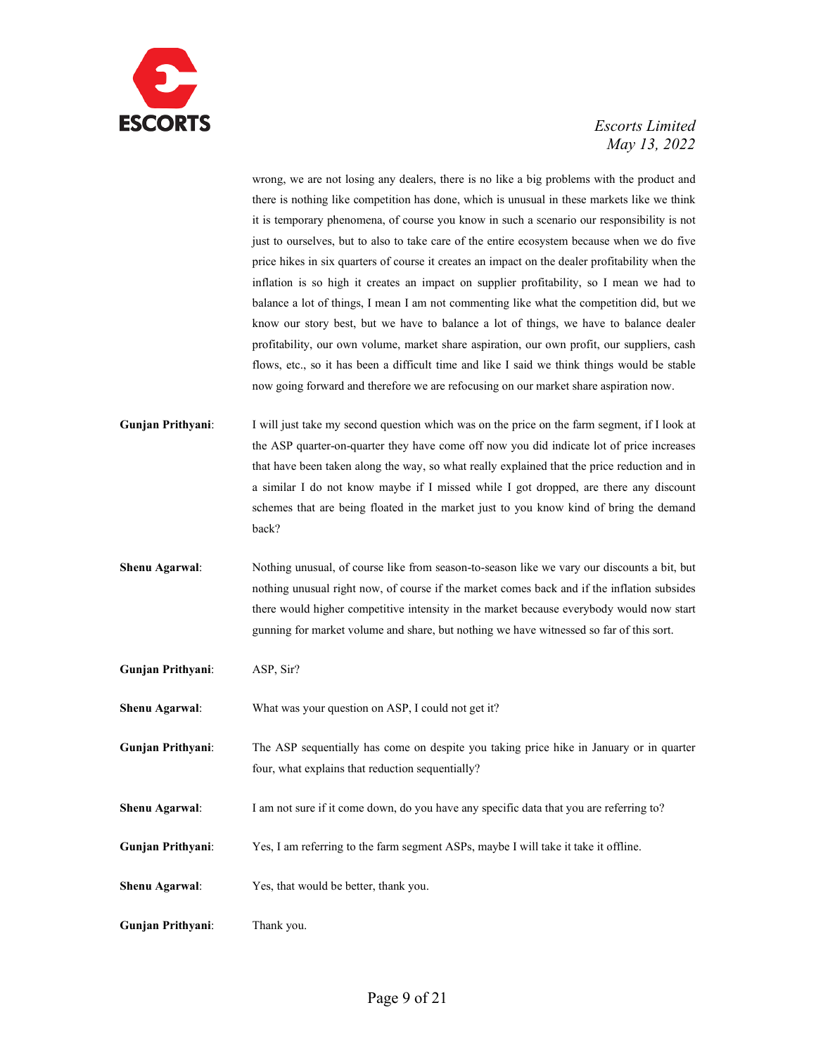wrong, we are not losing any dealers, there is no like a big problems with the product and there is nothing like competition has done, which is unusual in these markets like we think it is temporary phenomena, of course you know in such a scenario our responsibility is not just to ourselves, but to also to take care of the entire ecosystem because when we do five price hikes in six quarters of course it creates an impact on the dealer profitability when the inflation is so high it creates an impact on supplier profitability, so I mean we had to balance a lot of things, I mean I am not commenting like what the competition did, but we know our story best, but we have to balance a lot of things, we have to balance dealer profitability, our own volume, market share aspiration, our own profit, our suppliers, cash flows, etc., so it has been a difficult time and like I said we think things would be stable now going forward and therefore we are refocusing on our market share aspiration now.

**Gunjan Prithyani**: I will just take my second question which was on the price on the farm segment, if I look at the ASP quarter-on-quarter they have come off now you did indicate lot of price increases that have been taken along the way, so what really explained that the price reduction and in a similar I do not know maybe if I missed while I got dropped, are there any discount schemes that are being floated in the market just to you know kind of bring the demand back?

**Shenu Agarwal**: Nothing unusual, of course like from season-to-season like we vary our discounts a bit, but nothing unusual right now, of course if the market comes back and if the inflation subsides there would higher competitive intensity in the market because everybody would now start gunning for market volume and share, but nothing we have witnessed so far of this sort.

**Gunjan Prithyani**: ASP, Sir?

**Shenu Agarwal**: What was your question on ASP, I could not get it?

**Gunjan Prithyani**: The ASP sequentially has come on despite you taking price hike in January or in quarter four, what explains that reduction sequentially?

**Shenu Agarwal**: I am not sure if it come down, do you have any specific data that you are referring to?

**Gunjan Prithyani**: Yes, I am referring to the farm segment ASPs, maybe I will take it take it offline.

**Shenu Agarwal**: Yes, that would be better, thank you.

**Gunjan Prithyani**: Thank you.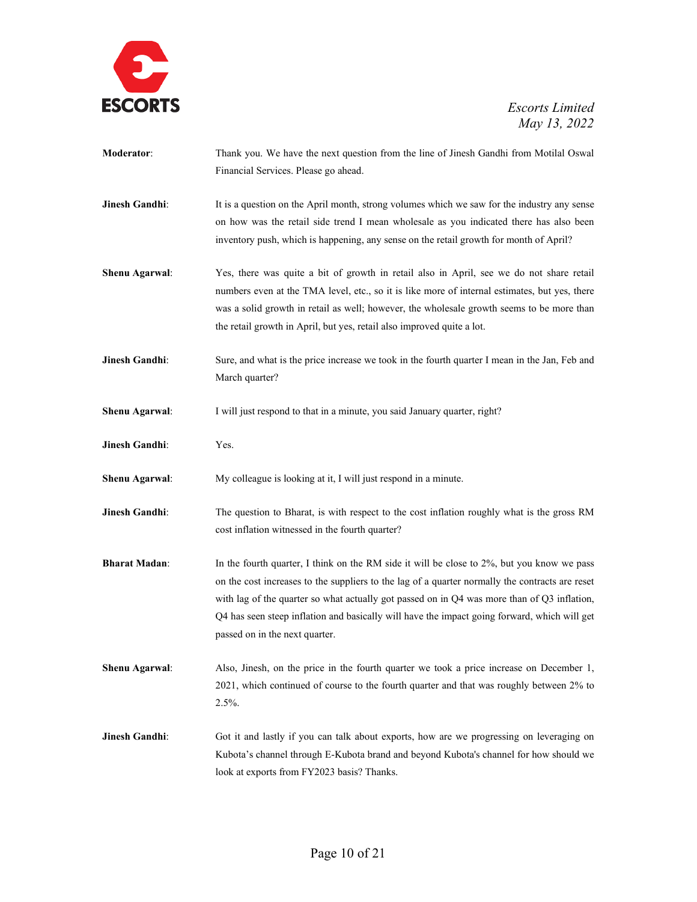**Moderator**: Thank you. We have the next question from the line of Jinesh Gandhi from Motilal Oswal Financial Services. Please go ahead.

**Jinesh Gandhi**: It is a question on the April month, strong volumes which we saw for the industry any sense on how was the retail side trend I mean wholesale as you indicated there has also been inventory push, which is happening, any sense on the retail growth for month of April?

**Shenu Agarwal**: Yes, there was quite a bit of growth in retail also in April, see we do not share retail numbers even at the TMA level, etc., so it is like more of internal estimates, but yes, there was a solid growth in retail as well; however, the wholesale growth seems to be more than the retail growth in April, but yes, retail also improved quite a lot.

**Jinesh Gandhi**: Sure, and what is the price increase we took in the fourth quarter I mean in the Jan, Feb and March quarter?

**Shenu Agarwal**: I will just respond to that in a minute, you said January quarter, right?

**Jinesh Gandhi**: Yes.

**Shenu Agarwal**: My colleague is looking at it, I will just respond in a minute.

**Jinesh Gandhi**: The question to Bharat, is with respect to the cost inflation roughly what is the gross RM cost inflation witnessed in the fourth quarter?

**Bharat Madan**: In the fourth quarter, I think on the RM side it will be close to 2%, but you know we pass on the cost increases to the suppliers to the lag of a quarter normally the contracts are reset with lag of the quarter so what actually got passed on in Q4 was more than of Q3 inflation, Q4 has seen steep inflation and basically will have the impact going forward, which will get passed on in the next quarter.

**Shenu Agarwal**: Also, Jinesh, on the price in the fourth quarter we took a price increase on December 1, 2021, which continued of course to the fourth quarter and that was roughly between 2% to 2.5%.

**Jinesh Gandhi**: Got it and lastly if you can talk about exports, how are we progressing on leveraging on Kubota's channel through E-Kubota brand and beyond Kubota's channel for how should we look at exports from FY2023 basis? Thanks.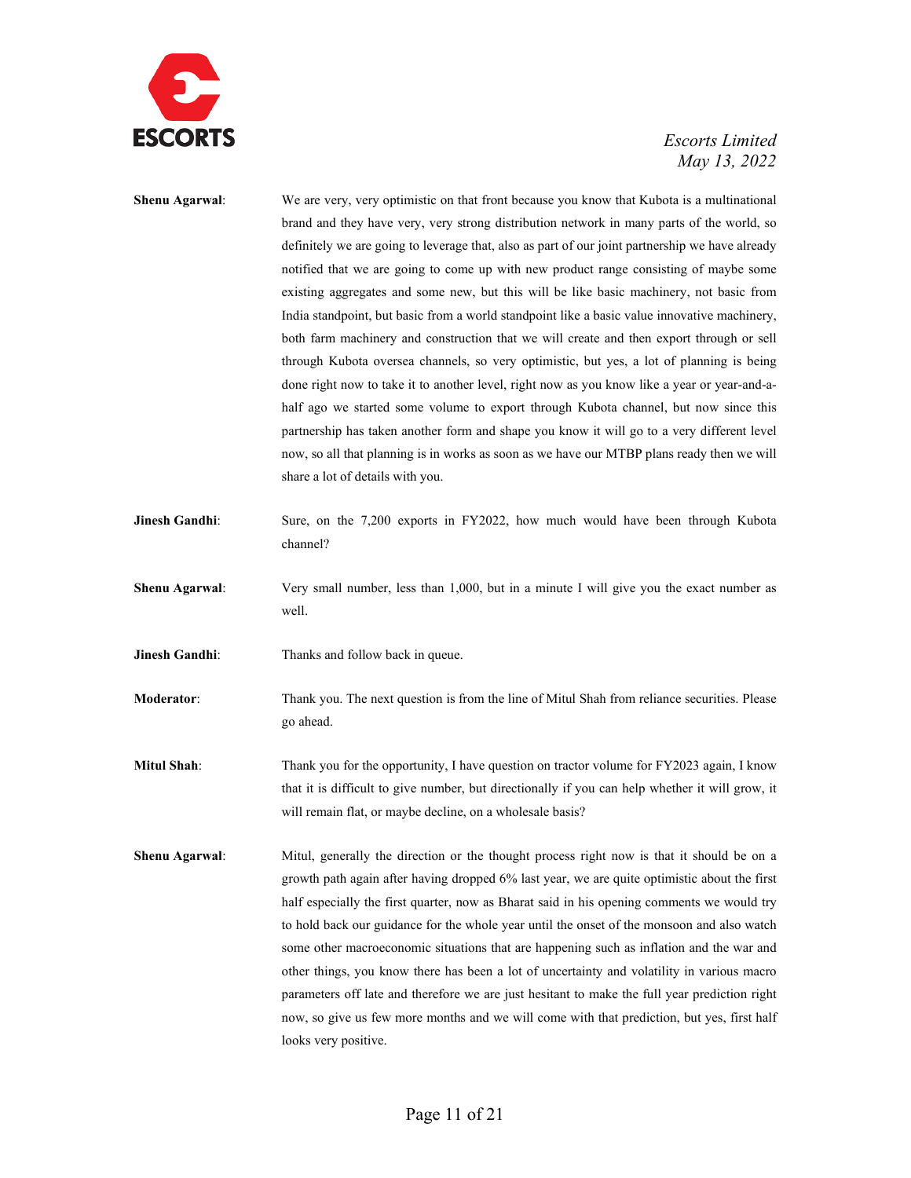**Shenu Agarwal**: We are very, very optimistic on that front because you know that Kubota is a multinational brand and they have very, very strong distribution network in many parts of the world, so definitely we are going to leverage that, also as part of our joint partnership we have already notified that we are going to come up with new product range consisting of maybe some existing aggregates and some new, but this will be like basic machinery, not basic from India standpoint, but basic from a world standpoint like a basic value innovative machinery, both farm machinery and construction that we will create and then export through or sell through Kubota oversea channels, so very optimistic, but yes, a lot of planning is being done right now to take it to another level, right now as you know like a year or year-and-a-half ago we started some volume to export through Kubota channel, but now since this partnership has taken another form and shape you know it will go to a very different level now, so all that planning is in works as soon as we have our MTBP plans ready then we will share a lot of details with you.

**Jinesh Gandhi**: Sure, on the 7,200 exports in FY2022, how much would have been through Kubota channel?

**Shenu Agarwal**: Very small number, less than 1,000, but in a minute I will give you the exact number as well.

**Jinesh Gandhi**: Thanks and follow back in queue.

**Moderator**: Thank you. The next question is from the line of Mitul Shah from reliance securities. Please go ahead.

**Mitul Shah**: Thank you for the opportunity, I have question on tractor volume for FY2023 again, I know that it is difficult to give number, but directionally if you can help whether it will grow, it will remain flat, or maybe decline, on a wholesale basis?

**Shenu Agarwal**: Mitul, generally the direction or the thought process right now is that it should be on a growth path again after having dropped 6% last year, we are quite optimistic about the first half especially the first quarter, now as Bharat said in his opening comments we would try to hold back our guidance for the whole year until the onset of the monsoon and also watch some other macroeconomic situations that are happening such as inflation and the war and other things, you know there has been a lot of uncertainty and volatility in various macro parameters off late and therefore we are just hesitant to make the full year prediction right now, so give us few more months and we will come with that prediction, but yes, first half looks very positive.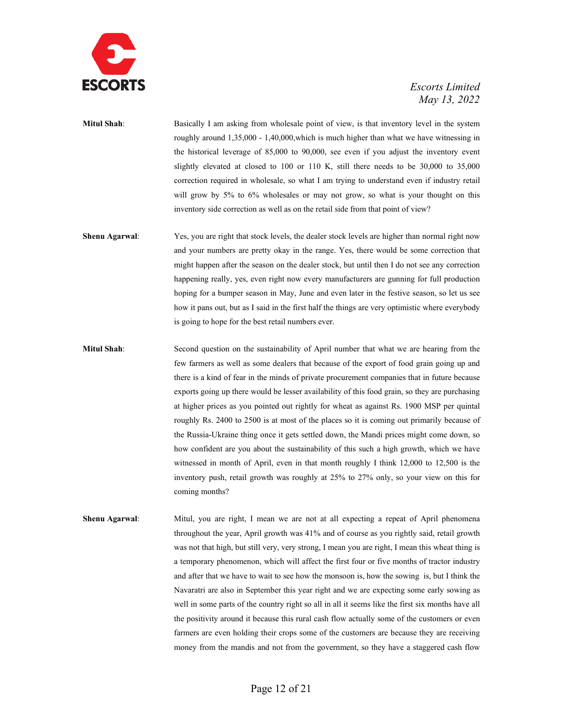**Mitul Shah**: Basically I am asking from wholesale point of view, is that inventory level in the system roughly around 1,35,000 - 1,40,000,which is much higher than what we have witnessing in the historical leverage of 85,000 to 90,000, see even if you adjust the inventory event slightly elevated at closed to 100 or 110 K, still there needs to be 30,000 to 35,000 correction required in wholesale, so what I am trying to understand even if industry retail will grow by 5% to 6% wholesales or may not grow, so what is your thought on this inventory side correction as well as on the retail side from that point of view?

**Shenu Agarwal**: Yes, you are right that stock levels, the dealer stock levels are higher than normal right now and your numbers are pretty okay in the range. Yes, there would be some correction that might happen after the season on the dealer stock, but until then I do not see any correction happening really, yes, even right now every manufacturers are gunning for full production hoping for a bumper season in May, June and even later in the festive season, so let us see how it pans out, but as I said in the first half the things are very optimistic where everybody is going to hope for the best retail numbers ever.

**Mitul Shah**: Second question on the sustainability of April number that what we are hearing from the few farmers as well as some dealers that because of the export of food grain going up and there is a kind of fear in the minds of private procurement companies that in future because exports going up there would be lesser availability of this food grain, so they are purchasing at higher prices as you pointed out rightly for wheat as against Rs. 1900 MSP per quintal roughly Rs. 2400 to 2500 is at most of the places so it is coming out primarily because of the Russia-Ukraine thing once it gets settled down, the Mandi prices might come down, so how confident are you about the sustainability of this such a high growth, which we have witnessed in month of April, even in that month roughly I think 12,000 to 12,500 is the inventory push, retail growth was roughly at 25% to 27% only, so your view on this for coming months?

**Shenu Agarwal**: Mitul, you are right, I mean we are not at all expecting a repeat of April phenomena throughout the year, April growth was 41% and of course as you rightly said, retail growth was not that high, but still very, very strong, I mean you are right, I mean this wheat thing is a temporary phenomenon, which will affect the first four or five months of tractor industry and after that we have to wait to see how the monsoon is, how the sowing is, but I think the Navaratri are also in September this year right and we are expecting some early sowing as well in some parts of the country right so all in all it seems like the first six months have all the positivity around it because this rural cash flow actually some of the customers or even farmers are even holding their crops some of the customers are because they are receiving money from the mandis and not from the government, so they have a staggered cash flow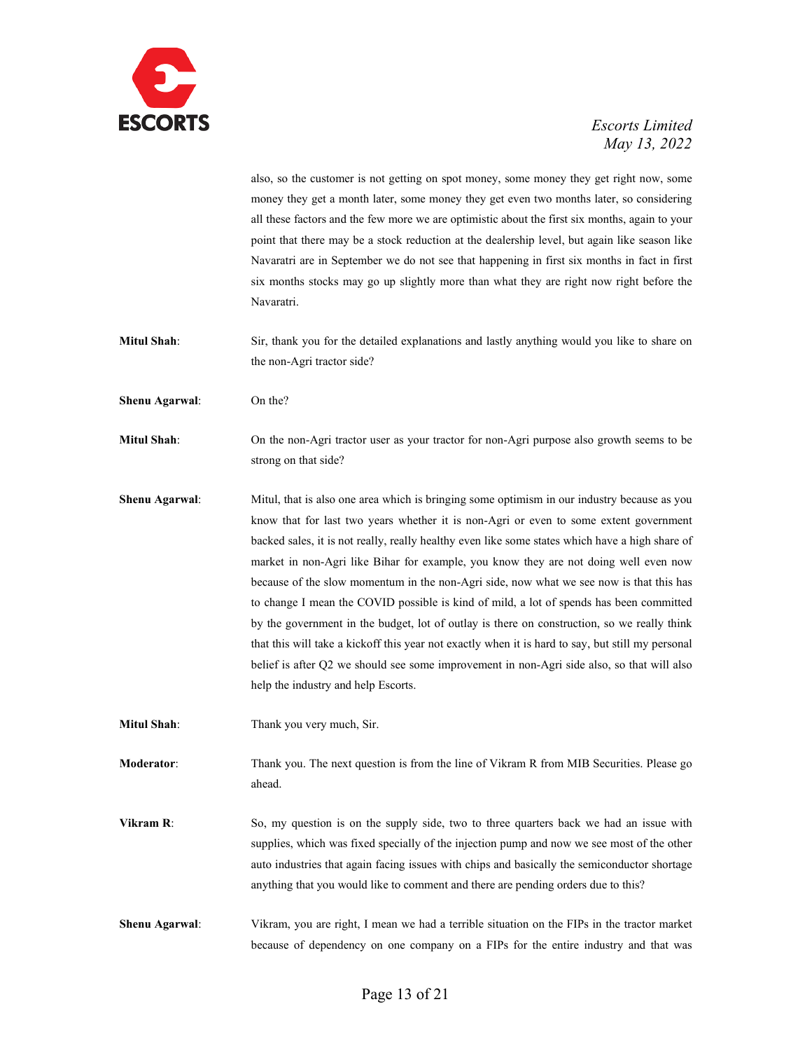also, so the customer is not getting on spot money, some money they get right now, some money they get a month later, some money they get even two months later, so considering all these factors and the few more we are optimistic about the first six months, again to your point that there may be a stock reduction at the dealership level, but again like season like Navaratri are in September we do not see that happening in first six months in fact in first six months stocks may go up slightly more than what they are right now right before the Navaratri.

**Mitul Shah**: Sir, thank you for the detailed explanations and lastly anything would you like to share on the non-Agri tractor side?

**Shenu Agarwal**: On the?

**Mitul Shah**: On the non-Agri tractor user as your tractor for non-Agri purpose also growth seems to be strong on that side?

**Shenu Agarwal**: Mitul, that is also one area which is bringing some optimism in our industry because as you know that for last two years whether it is non-Agri or even to some extent government backed sales, it is not really, really healthy even like some states which have a high share of market in non-Agri like Bihar for example, you know they are not doing well even now because of the slow momentum in the non-Agri side, now what we see now is that this has to change I mean the COVID possible is kind of mild, a lot of spends has been committed by the government in the budget, lot of outlay is there on construction, so we really think that this will take a kickoff this year not exactly when it is hard to say, but still my personal belief is after Q2 we should see some improvement in non-Agri side also, so that will also help the industry and help Escorts.

**Mitul Shah**: Thank you very much, Sir.

**Moderator**: Thank you. The next question is from the line of Vikram R from MIB Securities. Please go ahead.

**Vikram R**: So, my question is on the supply side, two to three quarters back we had an issue with supplies, which was fixed specially of the injection pump and now we see most of the other auto industries that again facing issues with chips and basically the semiconductor shortage anything that you would like to comment and there are pending orders due to this?

**Shenu Agarwal**: Vikram, you are right, I mean we had a terrible situation on the FIPs in the tractor market because of dependency on one company on a FIPs for the entire industry and that was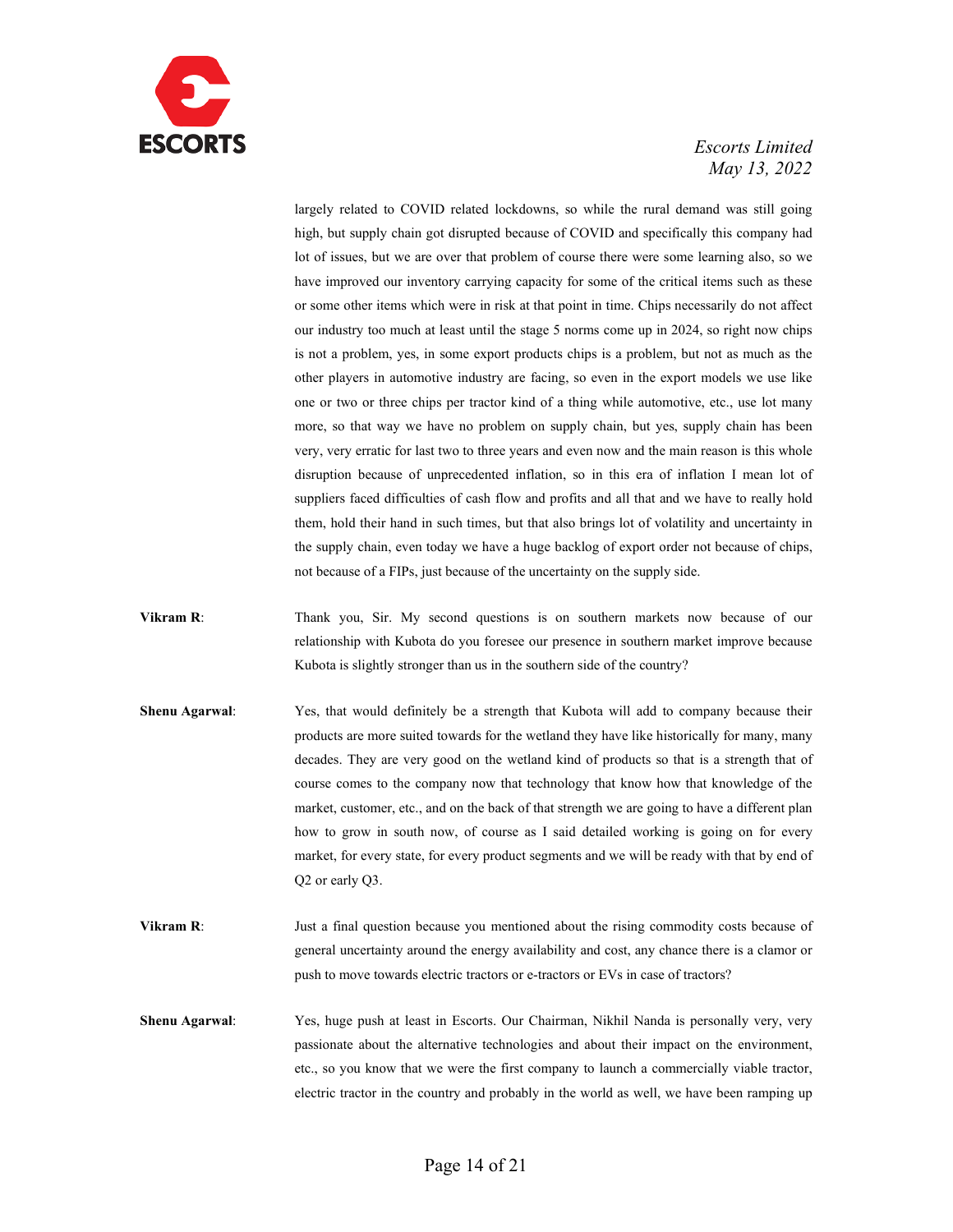largely related to COVID related lockdowns, so while the rural demand was still going high, but supply chain got disrupted because of COVID and specifically this company had lot of issues, but we are over that problem of course there were some learning also, so we have improved our inventory carrying capacity for some of the critical items such as these or some other items which were in risk at that point in time. Chips necessarily do not affect our industry too much at least until the stage 5 norms come up in 2024, so right now chips is not a problem, yes, in some export products chips is a problem, but not as much as the other players in automotive industry are facing, so even in the export models we use like one or two or three chips per tractor kind of a thing while automotive, etc., use lot many more, so that way we have no problem on supply chain, but yes, supply chain has been very, very erratic for last two to three years and even now and the main reason is this whole disruption because of unprecedented inflation, so in this era of inflation I mean lot of suppliers faced difficulties of cash flow and profits and all that and we have to really hold them, hold their hand in such times, but that also brings lot of volatility and uncertainty in the supply chain, even today we have a huge backlog of export order not because of chips, not because of a FIPs, just because of the uncertainty on the supply side.

**Vikram R**: Thank you, Sir. My second questions is on southern markets now because of our relationship with Kubota do you foresee our presence in southern market improve because Kubota is slightly stronger than us in the southern side of the country?

**Shenu Agarwal**: Yes, that would definitely be a strength that Kubota will add to company because their products are more suited towards for the wetland they have like historically for many, many decades. They are very good on the wetland kind of products so that is a strength that of course comes to the company now that technology that know how that knowledge of the market, customer, etc., and on the back of that strength we are going to have a different plan how to grow in south now, of course as I said detailed working is going on for every market, for every state, for every product segments and we will be ready with that by end of Q2 or early Q3.

**Vikram R**: Just a final question because you mentioned about the rising commodity costs because of general uncertainty around the energy availability and cost, any chance there is a clamor or push to move towards electric tractors or e-tractors or EVs in case of tractors?

**Shenu Agarwal**: Yes, huge push at least in Escorts. Our Chairman, Nikhil Nanda is personally very, very passionate about the alternative technologies and about their impact on the environment, etc., so you know that we were the first company to launch a commercially viable tractor, electric tractor in the country and probably in the world as well, we have been ramping up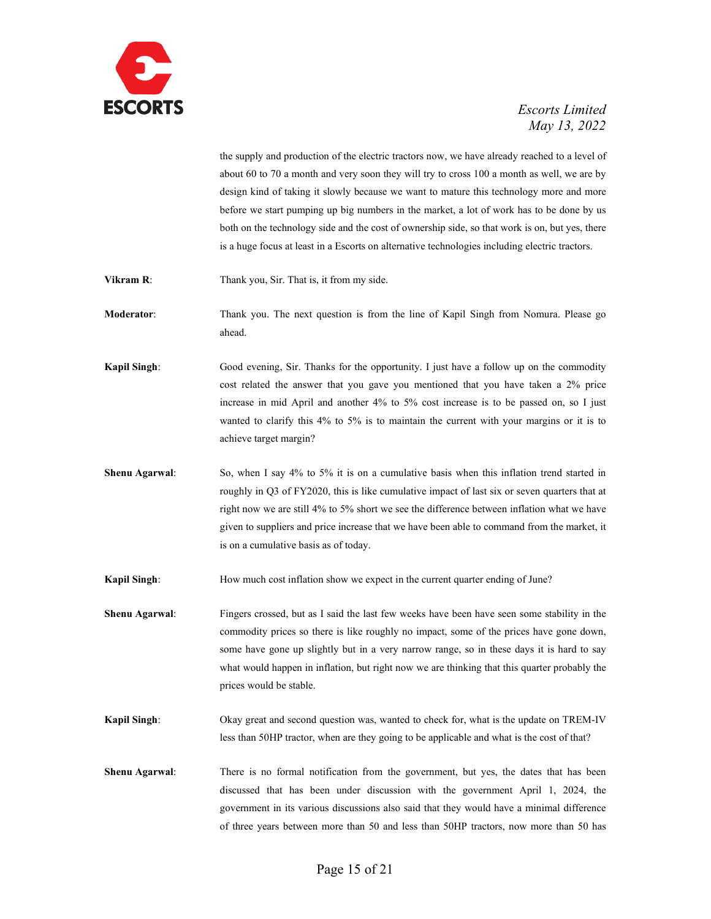the supply and production of the electric tractors now, we have already reached to a level of about 60 to 70 a month and very soon they will try to cross 100 a month as well, we are by design kind of taking it slowly because we want to mature this technology more and more before we start pumping up big numbers in the market, a lot of work has to be done by us both on the technology side and the cost of ownership side, so that work is on, but yes, there is a huge focus at least in a Escorts on alternative technologies including electric tractors.

**Vikram R**: Thank you, Sir. That is, it from my side.

**Moderator**: Thank you. The next question is from the line of Kapil Singh from Nomura. Please go ahead.

**Kapil Singh**: Good evening, Sir. Thanks for the opportunity. I just have a follow up on the commodity cost related the answer that you gave you mentioned that you have taken a 2% price increase in mid April and another 4% to 5% cost increase is to be passed on, so I just wanted to clarify this 4% to 5% is to maintain the current with your margins or it is to achieve target margin?

**Shenu Agarwal**: So, when I say 4% to 5% it is on a cumulative basis when this inflation trend started in roughly in Q3 of FY2020, this is like cumulative impact of last six or seven quarters that at right now we are still 4% to 5% short we see the difference between inflation what we have given to suppliers and price increase that we have been able to command from the market, it is on a cumulative basis as of today.

**Kapil Singh**: How much cost inflation show we expect in the current quarter ending of June?

**Shenu Agarwal**: Fingers crossed, but as I said the last few weeks have been have seen some stability in the commodity prices so there is like roughly no impact, some of the prices have gone down, some have gone up slightly but in a very narrow range, so in these days it is hard to say what would happen in inflation, but right now we are thinking that this quarter probably the prices would be stable.

**Kapil Singh**: Okay great and second question was, wanted to check for, what is the update on TREM-IV less than 50HP tractor, when are they going to be applicable and what is the cost of that?

**Shenu Agarwal**: There is no formal notification from the government, but yes, the dates that has been discussed that has been under discussion with the government April 1, 2024, the government in its various discussions also said that they would have a minimal difference of three years between more than 50 and less than 50HP tractors, now more than 50 has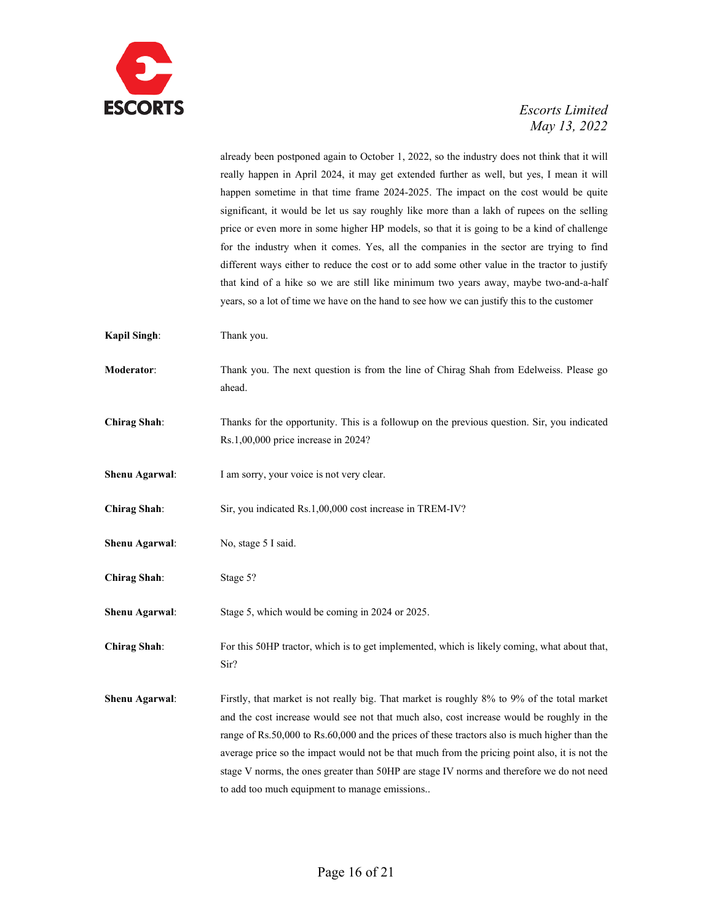already been postponed again to October 1, 2022, so the industry does not think that it will really happen in April 2024, it may get extended further as well, but yes, I mean it will happen sometime in that time frame 2024-2025. The impact on the cost would be quite significant, it would be let us say roughly like more than a lakh of rupees on the selling price or even more in some higher HP models, so that it is going to be a kind of challenge for the industry when it comes. Yes, all the companies in the sector are trying to find different ways either to reduce the cost or to add some other value in the tractor to justify that kind of a hike so we are still like minimum two years away, maybe two-and-a-half years, so a lot of time we have on the hand to see how we can justify this to the customer

**Kapil Singh**: Thank you.

**Moderator**: Thank you. The next question is from the line of Chirag Shah from Edelweiss. Please go ahead.

**Chirag Shah**: Thanks for the opportunity. This is a followup on the previous question. Sir, you indicated Rs.1,00,000 price increase in 2024?

**Shenu Agarwal**: I am sorry, your voice is not very clear.

**Chirag Shah**: Sir, you indicated Rs.1,00,000 cost increase in TREM-IV?

**Shenu Agarwal**: No, stage 5 I said.

**Chirag Shah**: Stage 5?

**Shenu Agarwal**: Stage 5, which would be coming in 2024 or 2025.

**Chirag Shah**: For this 50HP tractor, which is to get implemented, which is likely coming, what about that, Sir?

**Shenu Agarwal**: Firstly, that market is not really big. That market is roughly 8% to 9% of the total market and the cost increase would see not that much also, cost increase would be roughly in the range of Rs.50,000 to Rs.60,000 and the prices of these tractors also is much higher than the average price so the impact would not be that much from the pricing point also, it is not the stage V norms, the ones greater than 50HP are stage IV norms and therefore we do not need to add too much equipment to manage emissions..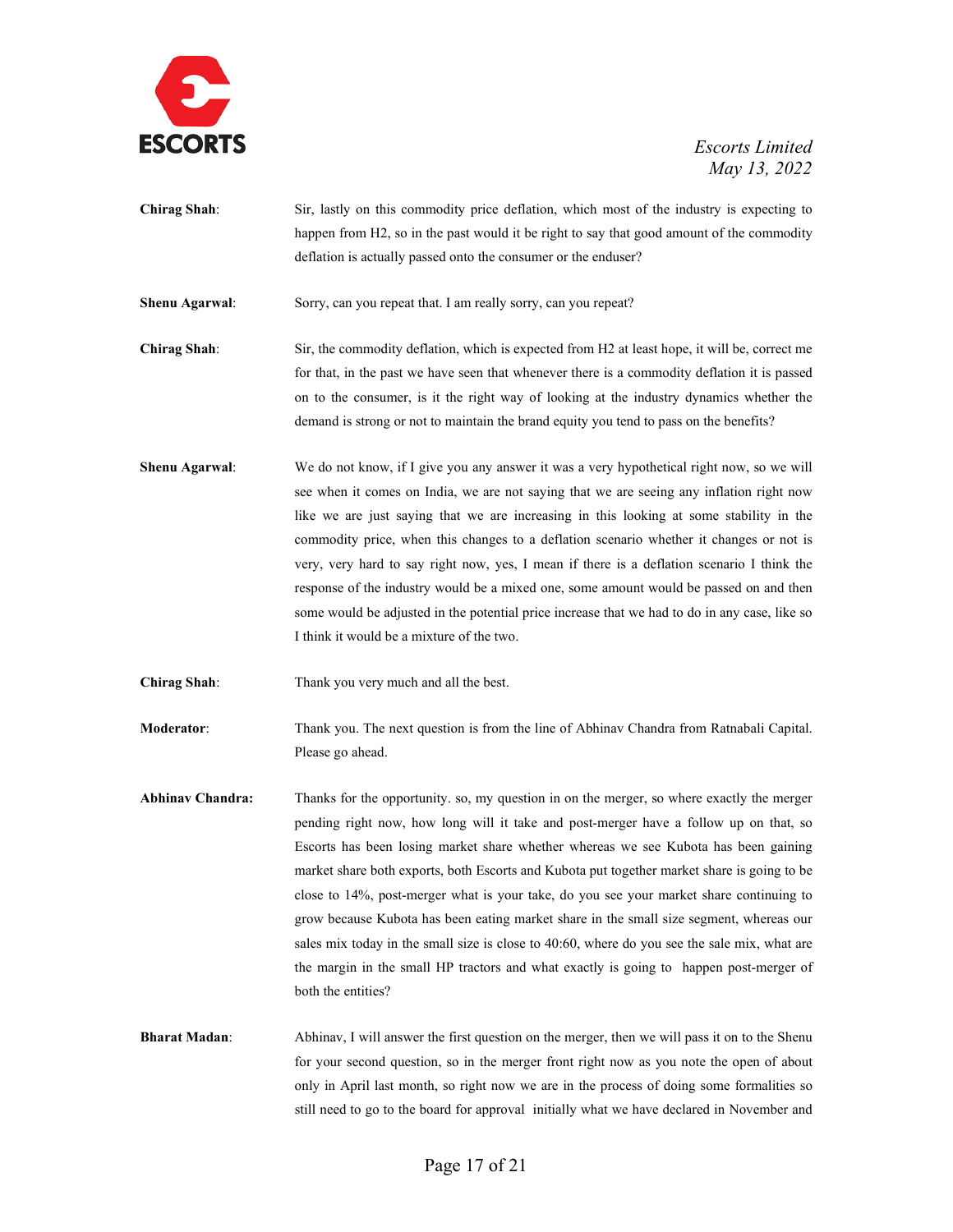**Chirag Shah**: Sir, lastly on this commodity price deflation, which most of the industry is expecting to happen from H2, so in the past would it be right to say that good amount of the commodity deflation is actually passed onto the consumer or the enduser?

**Shenu Agarwal**: Sorry, can you repeat that. I am really sorry, can you repeat?

**Chirag Shah**: Sir, the commodity deflation, which is expected from H2 at least hope, it will be, correct me for that, in the past we have seen that whenever there is a commodity deflation it is passed on to the consumer, is it the right way of looking at the industry dynamics whether the demand is strong or not to maintain the brand equity you tend to pass on the benefits?

**Shenu Agarwal**: We do not know, if I give you any answer it was a very hypothetical right now, so we will see when it comes on India, we are not saying that we are seeing any inflation right now like we are just saying that we are increasing in this looking at some stability in the commodity price, when this changes to a deflation scenario whether it changes or not is very, very hard to say right now, yes, I mean if there is a deflation scenario I think the response of the industry would be a mixed one, some amount would be passed on and then some would be adjusted in the potential price increase that we had to do in any case, like so I think it would be a mixture of the two.

**Chirag Shah**: Thank you very much and all the best.

**Moderator**: Thank you. The next question is from the line of Abhinav Chandra from Ratnabali Capital. Please go ahead.

**Abhinav Chandra:** Thanks for the opportunity. so, my question in on the merger, so where exactly the merger pending right now, how long will it take and post-merger have a follow up on that, so Escorts has been losing market share whether whereas we see Kubota has been gaining market share both exports, both Escorts and Kubota put together market share is going to be close to 14%, post-merger what is your take, do you see your market share continuing to grow because Kubota has been eating market share in the small size segment, whereas our sales mix today in the small size is close to 40:60, where do you see the sale mix, what are the margin in the small HP tractors and what exactly is going to happen post-merger of both the entities?

**Bharat Madan**: Abhinav, I will answer the first question on the merger, then we will pass it on to the Shenu for your second question, so in the merger front right now as you note the open of about only in April last month, so right now we are in the process of doing some formalities so still need to go to the board for approval initially what we have declared in November and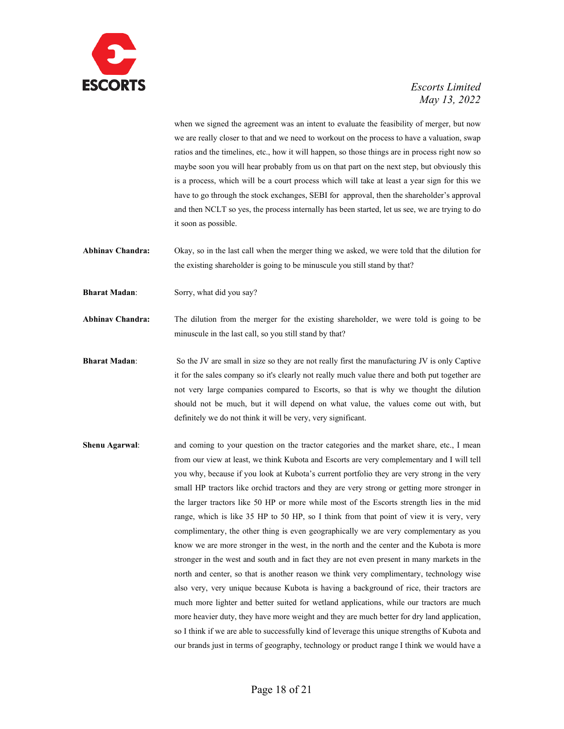when we signed the agreement was an intent to evaluate the feasibility of merger, but now we are really closer to that and we need to workout on the process to have a valuation, swap ratios and the timelines, etc., how it will happen, so those things are in process right now so maybe soon you will hear probably from us on that part on the next step, but obviously this is a process, which will be a court process which will take at least a year sign for this we have to go through the stock exchanges, SEBI for approval, then the shareholder's approval and then NCLT so yes, the process internally has been started, let us see, we are trying to do it soon as possible.

**Abhinav Chandra:** Okay, so in the last call when the merger thing we asked, we were told that the dilution for the existing shareholder is going to be minuscule you still stand by that?

**Bharat Madan**: Sorry, what did you say?

**Abhinav Chandra:** The dilution from the merger for the existing shareholder, we were told is going to be minuscule in the last call, so you still stand by that?

**Bharat Madan**: So the JV are small in size so they are not really first the manufacturing JV is only Captive it for the sales company so it's clearly not really much value there and both put together are not very large companies compared to Escorts, so that is why we thought the dilution should not be much, but it will depend on what value, the values come out with, but definitely we do not think it will be very, very significant.

**Shenu Agarwal**: and coming to your question on the tractor categories and the market share, etc., I mean from our view at least, we think Kubota and Escorts are very complementary and I will tell you why, because if you look at Kubota's current portfolio they are very strong in the very small HP tractors like orchid tractors and they are very strong or getting more stronger in the larger tractors like 50 HP or more while most of the Escorts strength lies in the mid range, which is like 35 HP to 50 HP, so I think from that point of view it is very, very complimentary, the other thing is even geographically we are very complementary as you know we are more stronger in the west, in the north and the center and the Kubota is more stronger in the west and south and in fact they are not even present in many markets in the north and center, so that is another reason we think very complimentary, technology wise also very, very unique because Kubota is having a background of rice, their tractors are much more lighter and better suited for wetland applications, while our tractors are much more heavier duty, they have more weight and they are much better for dry land application, so I think if we are able to successfully kind of leverage this unique strengths of Kubota and our brands just in terms of geography, technology or product range I think we would have a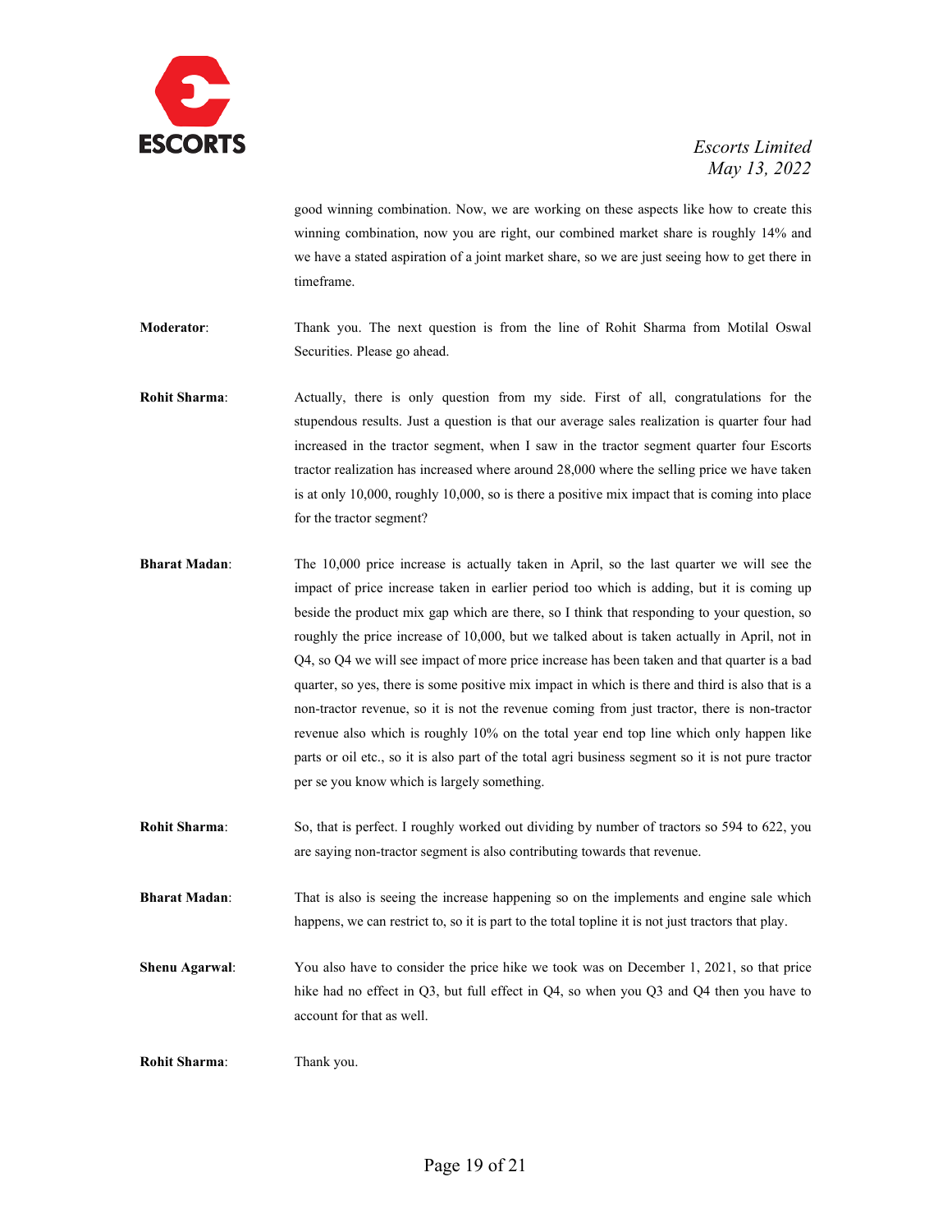good winning combination. Now, we are working on these aspects like how to create this winning combination, now you are right, our combined market share is roughly 14% and we have a stated aspiration of a joint market share, so we are just seeing how to get there in timeframe.

**Moderator**: Thank you. The next question is from the line of Rohit Sharma from Motilal Oswal Securities. Please go ahead.

**Rohit Sharma**: Actually, there is only question from my side. First of all, congratulations for the stupendous results. Just a question is that our average sales realization is quarter four had increased in the tractor segment, when I saw in the tractor segment quarter four Escorts tractor realization has increased where around 28,000 where the selling price we have taken is at only 10,000, roughly 10,000, so is there a positive mix impact that is coming into place for the tractor segment?

**Bharat Madan**: The 10,000 price increase is actually taken in April, so the last quarter we will see the impact of price increase taken in earlier period too which is adding, but it is coming up beside the product mix gap which are there, so I think that responding to your question, so roughly the price increase of 10,000, but we talked about is taken actually in April, not in Q4, so Q4 we will see impact of more price increase has been taken and that quarter is a bad quarter, so yes, there is some positive mix impact in which is there and third is also that is a non-tractor revenue, so it is not the revenue coming from just tractor, there is non-tractor revenue also which is roughly 10% on the total year end top line which only happen like parts or oil etc., so it is also part of the total agri business segment so it is not pure tractor per se you know which is largely something.

**Rohit Sharma**: So, that is perfect. I roughly worked out dividing by number of tractors so 594 to 622, you are saying non-tractor segment is also contributing towards that revenue.

**Bharat Madan**: That is also is seeing the increase happening so on the implements and engine sale which happens, we can restrict to, so it is part to the total topline it is not just tractors that play.

**Shenu Agarwal**: You also have to consider the price hike we took was on December 1, 2021, so that price hike had no effect in Q3, but full effect in Q4, so when you Q3 and Q4 then you have to account for that as well.

**Rohit Sharma**: Thank you.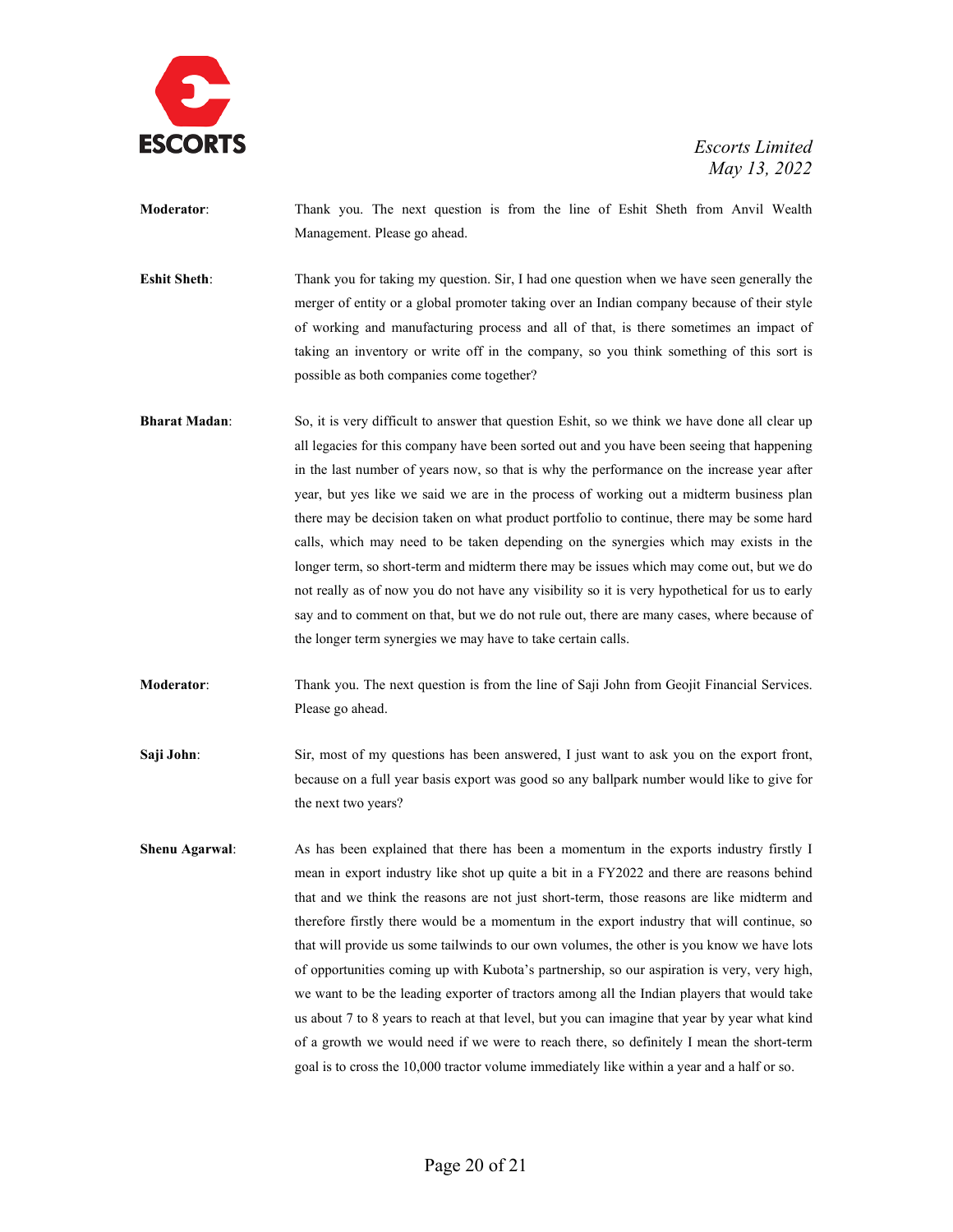**Moderator**: Thank you. The next question is from the line of Eshit Sheth from Anvil Wealth Management. Please go ahead.

**Eshit Sheth**: Thank you for taking my question. Sir, I had one question when we have seen generally the merger of entity or a global promoter taking over an Indian company because of their style of working and manufacturing process and all of that, is there sometimes an impact of taking an inventory or write off in the company, so you think something of this sort is possible as both companies come together?

**Bharat Madan**: So, it is very difficult to answer that question Eshit, so we think we have done all clear up all legacies for this company have been sorted out and you have been seeing that happening in the last number of years now, so that is why the performance on the increase year after year, but yes like we said we are in the process of working out a midterm business plan there may be decision taken on what product portfolio to continue, there may be some hard calls, which may need to be taken depending on the synergies which may exists in the longer term, so short-term and midterm there may be issues which may come out, but we do not really as of now you do not have any visibility so it is very hypothetical for us to early say and to comment on that, but we do not rule out, there are many cases, where because of the longer term synergies we may have to take certain calls.

**Moderator**: Thank you. The next question is from the line of Saji John from Geojit Financial Services. Please go ahead.

**Saji John**: Sir, most of my questions has been answered, I just want to ask you on the export front, because on a full year basis export was good so any ballpark number would like to give for the next two years?

**Shenu Agarwal**: As has been explained that there has been a momentum in the exports industry firstly I mean in export industry like shot up quite a bit in a FY2022 and there are reasons behind that and we think the reasons are not just short-term, those reasons are like midterm and therefore firstly there would be a momentum in the export industry that will continue, so that will provide us some tailwinds to our own volumes, the other is you know we have lots of opportunities coming up with Kubota's partnership, so our aspiration is very, very high, we want to be the leading exporter of tractors among all the Indian players that would take us about 7 to 8 years to reach at that level, but you can imagine that year by year what kind of a growth we would need if we were to reach there, so definitely I mean the short-term goal is to cross the 10,000 tractor volume immediately like within a year and a half or so.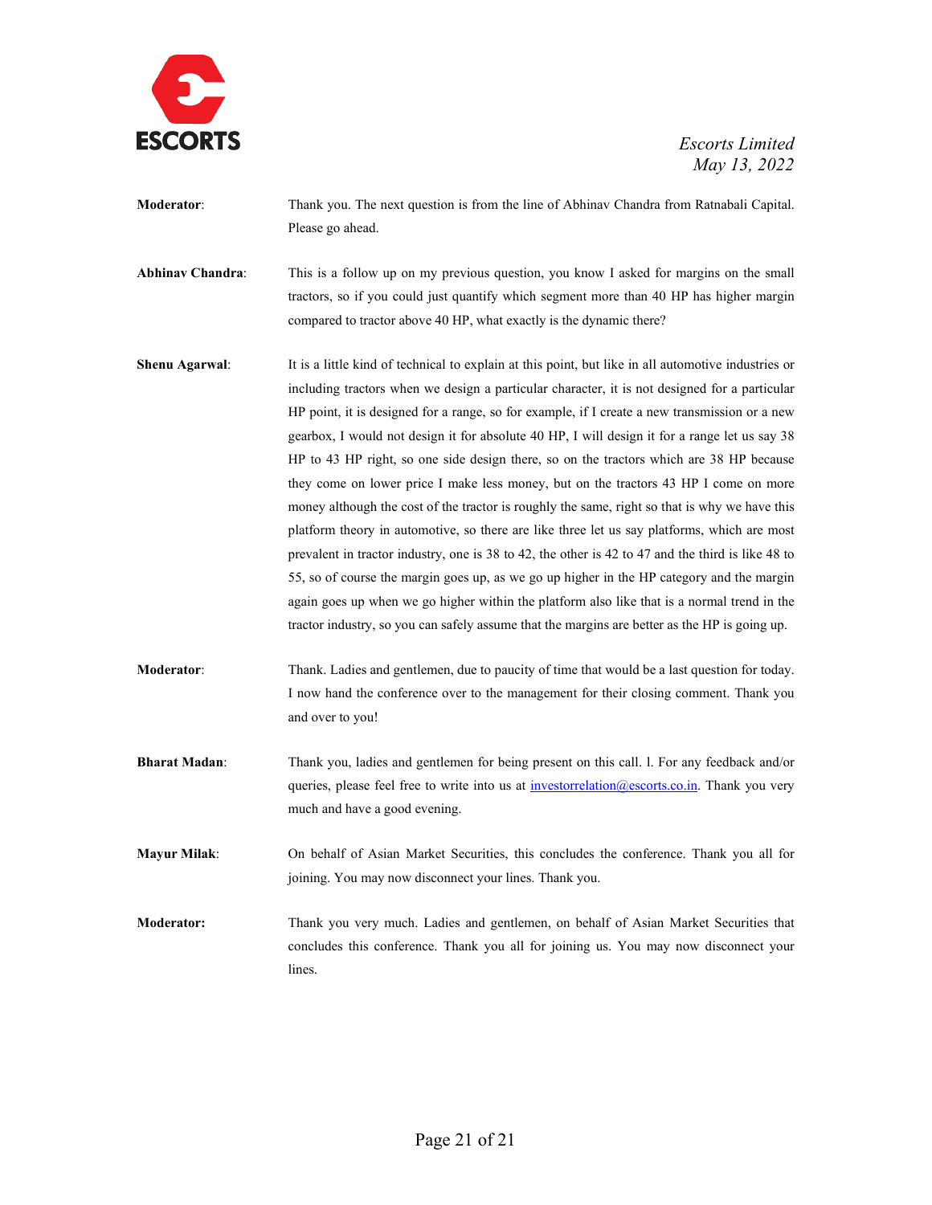**Moderator**: Thank you. The next question is from the line of Abhinav Chandra from Ratnabali Capital. Please go ahead.

**Abhinav Chandra**: This is a follow up on my previous question, you know I asked for margins on the small tractors, so if you could just quantify which segment more than 40 HP has higher margin compared to tractor above 40 HP, what exactly is the dynamic there?

**Shenu Agarwal**: It is a little kind of technical to explain at this point, but like in all automotive industries or including tractors when we design a particular character, it is not designed for a particular HP point, it is designed for a range, so for example, if I create a new transmission or a new gearbox, I would not design it for absolute 40 HP, I will design it for a range let us say 38 HP to 43 HP right, so one side design there, so on the tractors which are 38 HP because they come on lower price I make less money, but on the tractors 43 HP I come on more money although the cost of the tractor is roughly the same, right so that is why we have this platform theory in automotive, so there are like three let us say platforms, which are most prevalent in tractor industry, one is 38 to 42, the other is 42 to 47 and the third is like 48 to 55, so of course the margin goes up, as we go up higher in the HP category and the margin again goes up when we go higher within the platform also like that is a normal trend in the tractor industry, so you can safely assume that the margins are better as the HP is going up.

**Moderator**: Thank. Ladies and gentlemen, due to paucity of time that would be a last question for today. I now hand the conference over to the management for their closing comment. Thank you and over to you!

**Bharat Madan**: Thank you, ladies and gentlemen for being present on this call. l. For any feedback and/or queries, please feel free to write into us at investorrelation@escorts.co.in. Thank you very much and have a good evening.

**Mayur Milak**: On behalf of Asian Market Securities, this concludes the conference. Thank you all for joining. You may now disconnect your lines. Thank you.

**Moderator:** Thank you very much. Ladies and gentlemen, on behalf of Asian Market Securities that concludes this conference. Thank you all for joining us. You may now disconnect your lines.